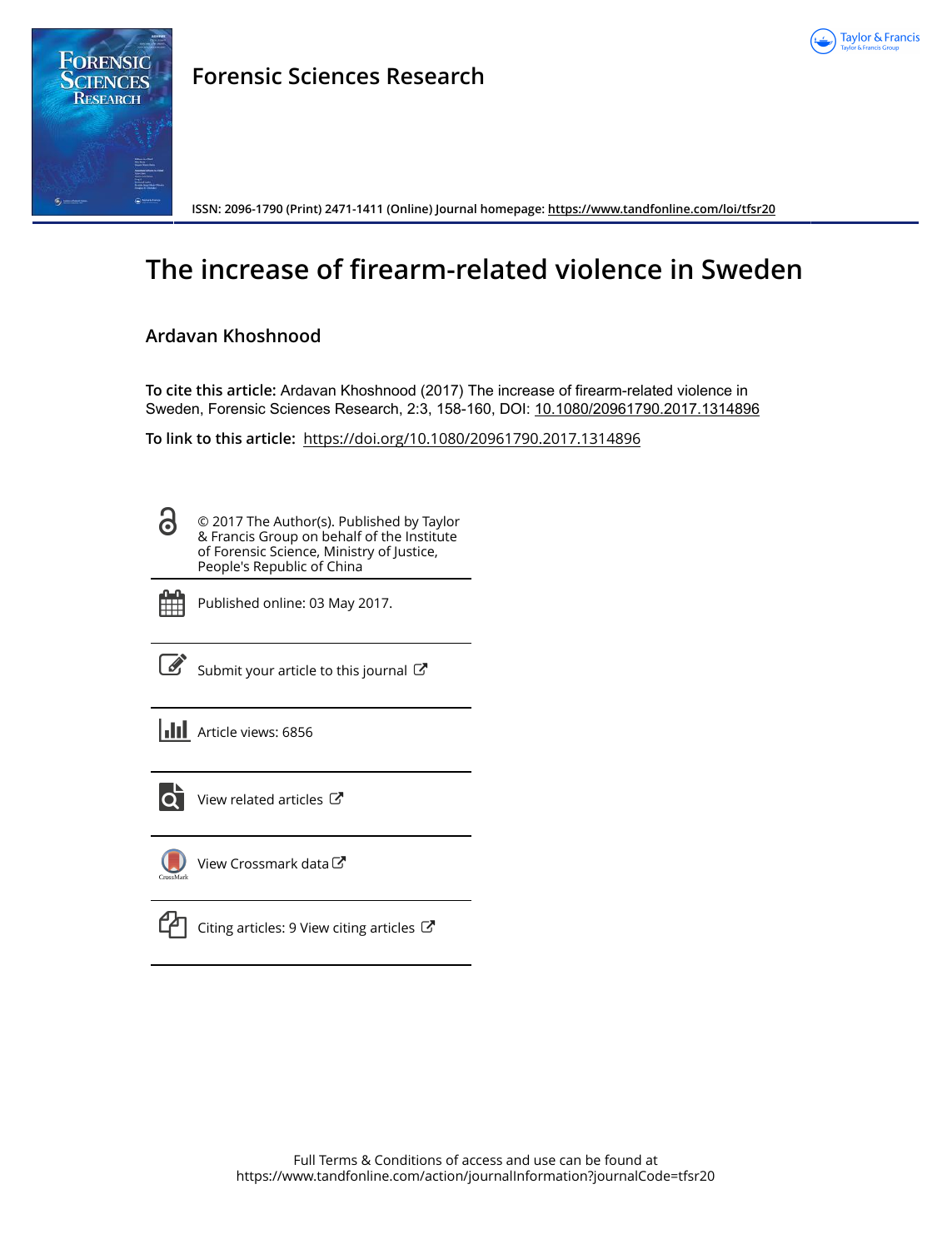# Forensic Sciences Research

ISSN: 2096-1790 (Print) 2471-1411 (Online) Journal homepage: https://www.tandfonline.com/loi/tfsr20

# The increase of firearm-related violence in Sweden

**Ardavan Khoshnood**

**To cite this article:** Ardavan Khoshnood (2017) The increase of firearm-related violence in Sweden, Forensic Sciences Research, 2:3, 158-160, DOI: 10.1080/20961790.2017.1314896

**To link to this article:** https://doi.org/10.1080/20961790.2017.1314896

© 2017 The Author(s). Published by Taylor & Francis Group on behalf of the Institute of Forensic Science, Ministry of Justice, People's Republic of China

Published online: 03 May 2017.

Submit your article to this journal

Article views: 6856

View related articles

View Crossmark data

Citing articles: 9 View citing articles

Full Terms & Conditions of access and use can be found at https://www.tandfonline.com/action/journalInformation?journalCode=tfsr20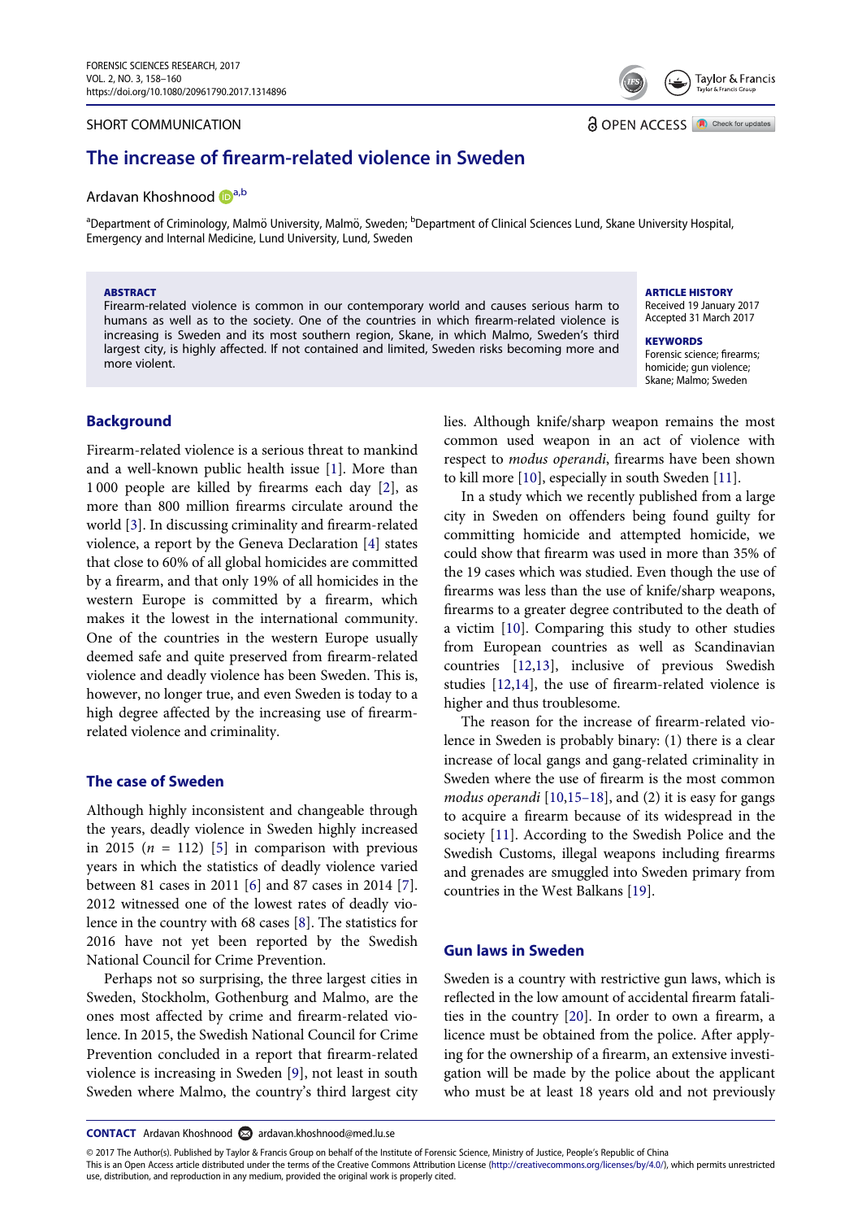SHORT COMMUNICATION

# The increase of firearm-related violence in Sweden

Ardavan Khoshnood [a,b]

[a]Department of Criminology, Malmö University, Malmö, Sweden; [b]Department of Clinical Sciences Lund, Skane University Hospital, Emergency and Internal Medicine, Lund University, Lund, Sweden

**ABSTRACT**

Firearm-related violence is common in our contemporary world and causes serious harm to humans as well as to the society. One of the countries in which firearm-related violence is increasing is Sweden and its most southern region, Skane, in which Malmo, Sweden's third largest city, is highly affected. If not contained and limited, Sweden risks becoming more and more violent.

**ARTICLE HISTORY**

Received 19 January 2017
Accepted 31 March 2017

**KEYWORDS**

Forensic science; firearms; homicide; gun violence; Skane; Malmo; Sweden

## Background

Firearm-related violence is a serious threat to mankind and a well-known public health issue [1]. More than 1 000 people are killed by firearms each day [2], as more than 800 million firearms circulate around the world [3]. In discussing criminality and firearm-related violence, a report by the Geneva Declaration [4] states that close to 60% of all global homicides are committed by a firearm, and that only 19% of all homicides in the western Europe is committed by a firearm, which makes it the lowest in the international community. One of the countries in the western Europe usually deemed safe and quite preserved from firearm-related violence and deadly violence has been Sweden. This is, however, no longer true, and even Sweden is today to a high degree affected by the increasing use of firearm-related violence and criminality.

## The case of Sweden

Although highly inconsistent and changeable through the years, deadly violence in Sweden highly increased in 2015 ($n$ = 112) [5] in comparison with previous years in which the statistics of deadly violence varied between 81 cases in 2011 [6] and 87 cases in 2014 [7]. 2012 witnessed one of the lowest rates of deadly violence in the country with 68 cases [8]. The statistics for 2016 have not yet been reported by the Swedish National Council for Crime Prevention.

Perhaps not so surprising, the three largest cities in Sweden, Stockholm, Gothenburg and Malmo, are the ones most affected by crime and firearm-related violence. In 2015, the Swedish National Council for Crime Prevention concluded in a report that firearm-related violence is increasing in Sweden [9], not least in south Sweden where Malmo, the country's third largest city lies. Although knife/sharp weapon remains the most common used weapon in an act of violence with respect to *modus operandi*, firearms have been shown to kill more [10], especially in south Sweden [11].

In a study which we recently published from a large city in Sweden on offenders being found guilty for committing homicide and attempted homicide, we could show that firearm was used in more than 35% of the 19 cases which was studied. Even though the use of firearms was less than the use of knife/sharp weapons, firearms to a greater degree contributed to the death of a victim [10]. Comparing this study to other studies from European countries as well as Scandinavian countries [12,13], inclusive of previous Swedish studies [12,14], the use of firearm-related violence is higher and thus troublesome.

The reason for the increase of firearm-related violence in Sweden is probably binary: (1) there is a clear increase of local gangs and gang-related criminality in Sweden where the use of firearm is the most common *modus operandi* [10,15–18], and (2) it is easy for gangs to acquire a firearm because of its widespread in the society [11]. According to the Swedish Police and the Swedish Customs, illegal weapons including firearms and grenades are smuggled into Sweden primary from countries in the West Balkans [19].

## Gun laws in Sweden

Sweden is a country with restrictive gun laws, which is reflected in the low amount of accidental firearm fatalities in the country [20]. In order to own a firearm, a licence must be obtained from the police. After applying for the ownership of a firearm, an extensive investigation will be made by the police about the applicant who must be at least 18 years old and not previously

**CONTACT** Ardavan Khoshnood ardavan.khoshnood@med.lu.se

© 2017 The Author(s). Published by Taylor & Francis Group on behalf of the Institute of Forensic Science, Ministry of Justice, People's Republic of China
This is an Open Access article distributed under the terms of the Creative Commons Attribution License (http://creativecommons.org/licenses/by/4.0/), which permits unrestricted use, distribution, and reproduction in any medium, provided the original work is properly cited.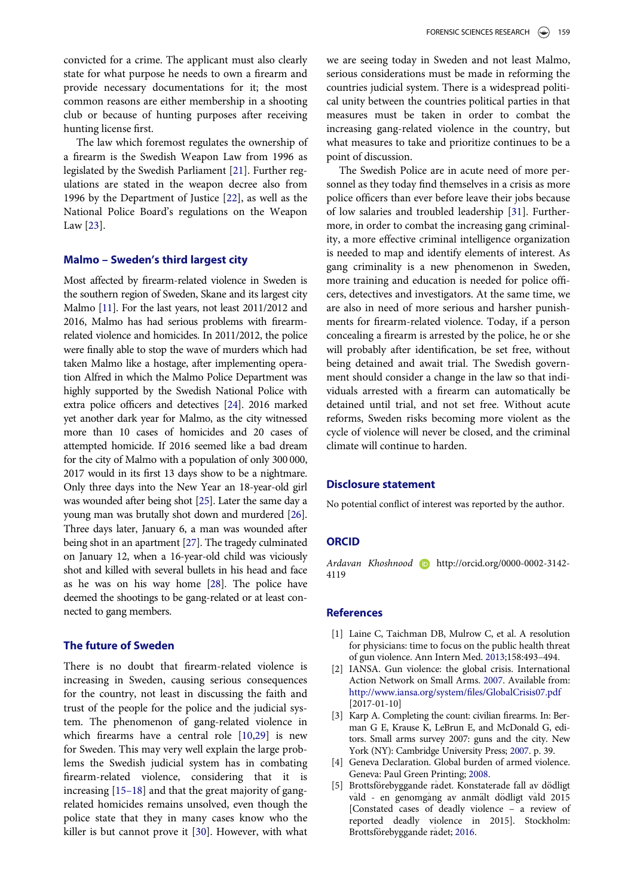convicted for a crime. The applicant must also clearly state for what purpose he needs to own a firearm and provide necessary documentations for it; the most common reasons are either membership in a shooting club or because of hunting purposes after receiving hunting license first.

The law which foremost regulates the ownership of a firearm is the Swedish Weapon Law from 1996 as legislated by the Swedish Parliament [21]. Further regulations are stated in the weapon decree also from 1996 by the Department of Justice [22], as well as the National Police Board's regulations on the Weapon Law [23].

## Malmo – Sweden's third largest city

Most affected by firearm-related violence in Sweden is the southern region of Sweden, Skane and its largest city Malmo [11]. For the last years, not least 2011/2012 and 2016, Malmo has had serious problems with firearm-related violence and homicides. In 2011/2012, the police were finally able to stop the wave of murders which had taken Malmo like a hostage, after implementing operation Alfred in which the Malmo Police Department was highly supported by the Swedish National Police with extra police officers and detectives [24]. 2016 marked yet another dark year for Malmo, as the city witnessed more than 10 cases of homicides and 20 cases of attempted homicide. If 2016 seemed like a bad dream for the city of Malmo with a population of only 300 000, 2017 would in its first 13 days show to be a nightmare. Only three days into the New Year an 18-year-old girl was wounded after being shot [25]. Later the same day a young man was brutally shot down and murdered [26]. Three days later, January 6, a man was wounded after being shot in an apartment [27]. The tragedy culminated on January 12, when a 16-year-old child was viciously shot and killed with several bullets in his head and face as he was on his way home [28]. The police have deemed the shootings to be gang-related or at least connected to gang members.

## The future of Sweden

There is no doubt that firearm-related violence is increasing in Sweden, causing serious consequences for the country, not least in discussing the faith and trust of the people for the police and the judicial system. The phenomenon of gang-related violence in which firearms have a central role [10,29] is new for Sweden. This may very well explain the large problems the Swedish judicial system has in combating firearm-related violence, considering that it is increasing [15–18] and that the great majority of gang-related homicides remains unsolved, even though the police state that they in many cases know who the killer is but cannot prove it [30]. However, with what we are seeing today in Sweden and not least Malmo, serious considerations must be made in reforming the countries judicial system. There is a widespread political unity between the countries political parties in that measures must be taken in order to combat the increasing gang-related violence in the country, but what measures to take and prioritize continues to be a point of discussion.

The Swedish Police are in acute need of more personnel as they today find themselves in a crisis as more police officers than ever before leave their jobs because of low salaries and troubled leadership [31]. Furthermore, in order to combat the increasing gang criminality, a more effective criminal intelligence organization is needed to map and identify elements of interest. As gang criminality is a new phenomenon in Sweden, more training and education is needed for police officers, detectives and investigators. At the same time, we are also in need of more serious and harsher punishments for firearm-related violence. Today, if a person concealing a firearm is arrested by the police, he or she will probably after identification, be set free, without being detained and await trial. The Swedish government should consider a change in the law so that individuals arrested with a firearm can automatically be detained until trial, and not set free. Without acute reforms, Sweden risks becoming more violent as the cycle of violence will never be closed, and the criminal climate will continue to harden.

## Disclosure statement

No potential conflict of interest was reported by the author.

## ORCID

*Ardavan Khoshnood* http://orcid.org/0000-0002-3142-4119

## References

[1] Laine C, Taichman DB, Mulrow C, et al. A resolution for physicians: time to focus on the public health threat of gun violence. Ann Intern Med. 2013;158:493–494.

[2] IANSA. Gun violence: the global crisis. International Action Network on Small Arms. 2007. Available from: http://www.iansa.org/system/files/GlobalCrisis07.pdf [2017-01-10]

[3] Karp A. Completing the count: civilian firearms. In: Berman G E, Krause K, LeBrun E, and McDonald G, editors. Small arms survey 2007: guns and the city. New York (NY): Cambridge University Press; 2007. p. 39.

[4] Geneva Declaration. Global burden of armed violence. Geneva: Paul Green Printing; 2008.

[5] Brottsförebyggande rådet. Konstaterade fall av dödligt våld - en genomgång av anmält dödligt våld 2015 [Constated cases of deadly violence – a review of reported deadly violence in 2015]. Stockholm: Brottsförebyggande rådet; 2016.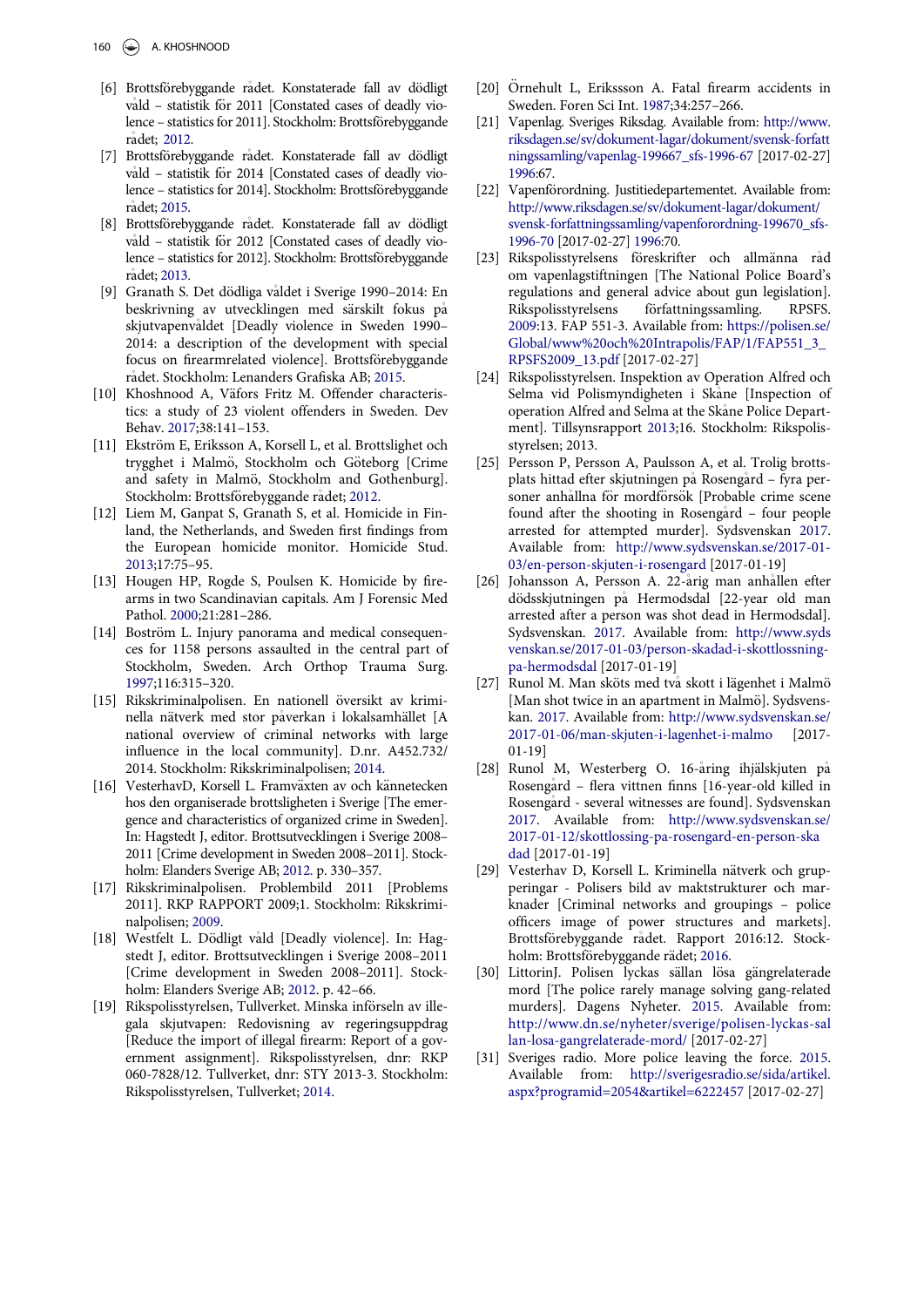[6] Brottsförebyggande rådet. Konstaterade fall av dödligt våld – statistik för 2011 [Constated cases of deadly violence – statistics for 2011]. Stockholm: Brottsförebyggande rådet; 2012.

[7] Brottsförebyggande rådet. Konstaterade fall av dödligt våld – statistik för 2014 [Constated cases of deadly violence – statistics for 2014]. Stockholm: Brottsförebyggande rådet; 2015.

[8] Brottsförebyggande rådet. Konstaterade fall av dödligt våld – statistik för 2012 [Constated cases of deadly violence – statistics for 2012]. Stockholm: Brottsförebyggande rådet; 2013.

[9] Granath S. Det dödliga våldet i Sverige 1990–2014: En beskrivning av utvecklingen med särskilt fokus på skjutvapenvåldet [Deadly violence in Sweden 1990–2014: a description of the development with special focus on firearmrelated violence]. Brottsförebyggande rådet. Stockholm: Lenanders Grafiska AB; 2015.

[10] Khoshnood A, Väfors Fritz M. Offender characteristics: a study of 23 violent offenders in Sweden. Dev Behav. 2017;38:141–153.

[11] Ekström E, Eriksson A, Korsell L, et al. Brottslighet och trygghet i Malmö, Stockholm och Göteborg [Crime and safety in Malmö, Stockholm and Gothenburg]. Stockholm: Brottsförebyggande rådet; 2012.

[12] Liem M, Ganpat S, Granath S, et al. Homicide in Finland, the Netherlands, and Sweden first findings from the European homicide monitor. Homicide Stud. 2013;17:75–95.

[13] Hougen HP, Rogde S, Poulsen K. Homicide by firearms in two Scandinavian capitals. Am J Forensic Med Pathol. 2000;21:281–286.

[14] Boström L. Injury panorama and medical consequences for 1158 persons assaulted in the central part of Stockholm, Sweden. Arch Orthop Trauma Surg. 1997;116:315–320.

[15] Rikskriminalpolisen. En nationell översikt av kriminella nätverk med stor påverkan i lokalsamhället [A national overview of criminal networks with large influence in the local community]. D.nr. A452.732/2014. Stockholm: Rikskriminalpolisen; 2014.

[16] VesterhavD, Korsell L. Framväxten av och kännetecken hos den organiserade brottsligheten i Sverige [The emergence and characteristics of organized crime in Sweden]. In: Hagstedt J, editor. Brottsutvecklingen i Sverige 2008–2011 [Crime development in Sweden 2008–2011]. Stockholm: Elanders Sverige AB; 2012. p. 330–357.

[17] Rikskriminalpolisen. Problembild 2011 [Problems 2011]. RKP RAPPORT 2009;1. Stockholm: Rikskriminalpolisen; 2009.

[18] Westfelt L. Dödligt våld [Deadly violence]. In: Hagstedt J, editor. Brottsutvecklingen i Sverige 2008–2011 [Crime development in Sweden 2008–2011]. Stockholm: Elanders Sverige AB; 2012. p. 42–66.

[19] Rikspolisstyrelsen, Tullverket. Minska införseln av illegala skjutvapen: Redovisning av regeringsuppdrag [Reduce the import of illegal firearm: Report of a government assignment]. Rikspolisstyrelsen, dnr: RKP 060-7828/12. Tullverket, dnr: STY 2013-3. Stockholm: Rikspolisstyrelsen, Tullverket; 2014.

[20] Örnehult L, Erikssson A. Fatal firearm accidents in Sweden. Foren Sci Int. 1987;34:257–266.

[21] Vapenlag. Sveriges Riksdag. Available from: http://www.riksdagen.se/sv/dokument-lagar/dokument/svensk-forfattningssamling/vapenlag-199667_sfs-1996-67 [2017-02-27] 1996:67.

[22] Vapenförordning. Justitiedepartementet. Available from: http://www.riksdagen.se/sv/dokument-lagar/dokument/svensk-forfattningssamling/vapenforordning-199670_sfs-1996-70 [2017-02-27] 1996:70.

[23] Rikspolisstyrelsens föreskrifter och allmänna råd om vapenlagstiftningen [The National Police Board's regulations and general advice about gun legislation]. Rikspolisstyrelsens författningssamling. RPSFS. 2009:13. FAP 551-3. Available from: https://polisen.se/Global/www%20och%20Intrapolis/FAP/1/FAP551_3_RPSFS2009_13.pdf [2017-02-27]

[24] Rikspolisstyrelsen. Inspektion av Operation Alfred och Selma vid Polismyndigheten i Skåne [Inspection of operation Alfred and Selma at the Skåne Police Department]. Tillsynsrapport 2013;16. Stockholm: Rikspolisstyrelsen; 2013.

[25] Persson P, Persson A, Paulsson A, et al. Trolig brottsplats hittad efter skjutningen på Rosengård – fyra personer anhållna för mordförsök [Probable crime scene found after the shooting in Rosengård – four people arrested for attempted murder]. Sydsvenskan 2017. Available from: http://www.sydsvenskan.se/2017-01-03/en-person-skjuten-i-rosengard [2017-01-19]

[26] Johansson A, Persson A. 22-årig man anhållen efter dödsskjutningen på Hermodsdal [22-year old man arrested after a person was shot dead in Hermodsdal]. Sydsvenskan. 2017. Available from: http://www.sydsvenskan.se/2017-01-03/person-skadad-i-skottlossning-pa-hermodsdal [2017-01-19]

[27] Runol M. Man sköts med två skott i lägenhet i Malmö [Man shot twice in an apartment in Malmö]. Sydsvenskan. 2017. Available from: http://www.sydsvenskan.se/2017-01-06/man-skjuten-i-lagenhet-i-malmo [2017-01-19]

[28] Runol M, Westerberg O. 16-åring ihjälskjuten på Rosengård – flera vittnen finns [16-year-old killed in Rosengård - several witnesses are found]. Sydsvenskan 2017. Available from: http://www.sydsvenskan.se/2017-01-12/skottlossing-pa-rosengard-en-person-skadad [2017-01-19]

[29] Vesterhav D, Korsell L. Kriminella nätverk och grupperingar - Polisers bild av maktstrukturer och marknader [Criminal networks and groupings – police officers image of power structures and markets]. Brottsförebyggande rådet. Rapport 2016:12. Stockholm: Brottsförebyggande rädet; 2016.

[30] LittorinJ. Polisen lyckas sällan lösa gängrelaterade mord [The police rarely manage solving gang-related murders]. Dagens Nyheter. 2015. Available from: http://www.dn.se/nyheter/sverige/polisen-lyckas-sallan-losa-gangrelaterade-mord/ [2017-02-27]

[31] Sveriges radio. More police leaving the force. 2015. Available from: http://sverigesradio.se/sida/artikel.aspx?programid=2054&artikel=6222457 [2017-02-27]